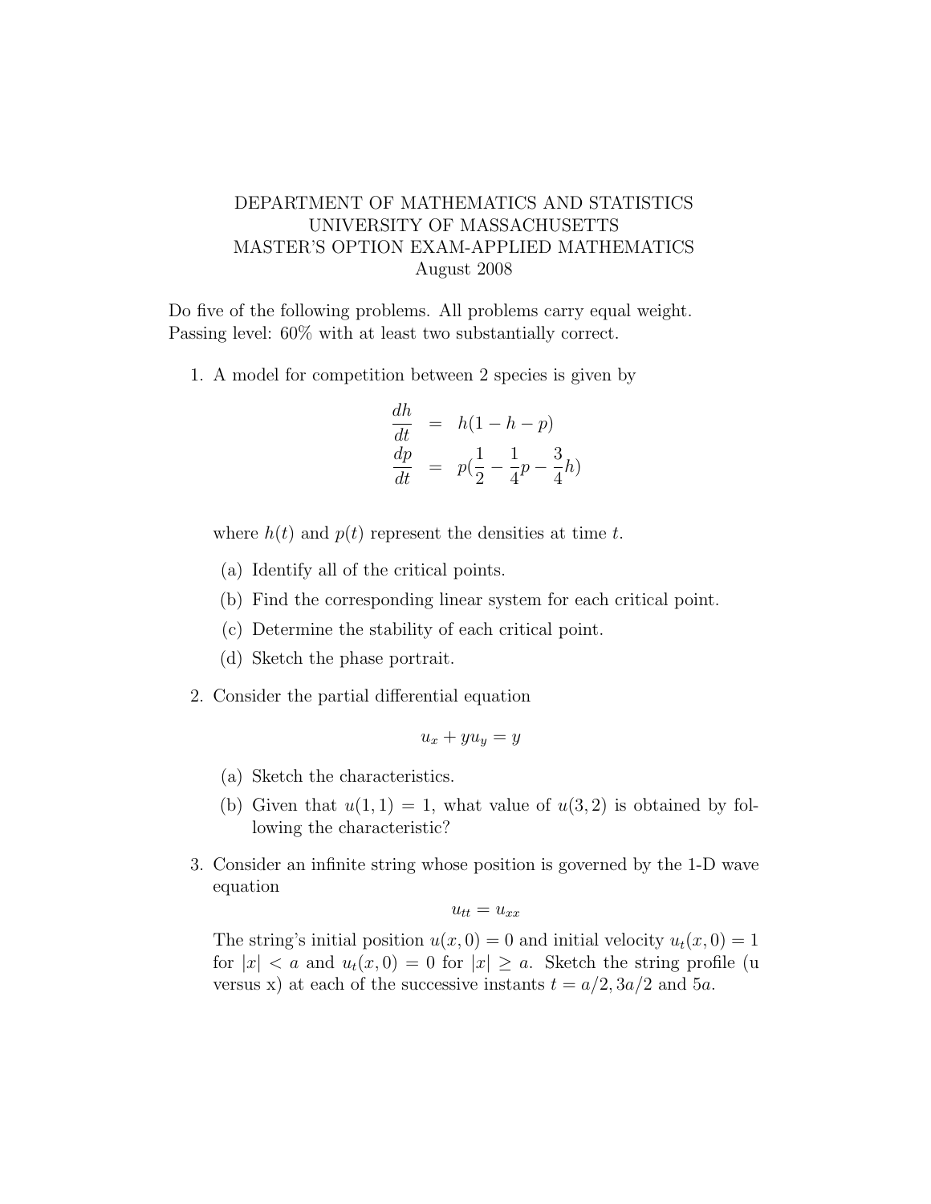DEPARTMENT OF MATHEMATICS AND STATISTICS
UNIVERSITY OF MASSACHUSETTS
MASTER'S OPTION EXAM-APPLIED MATHEMATICS
August 2008

Do five of the following problems. All problems carry equal weight.
Passing level: 60% with at least two substantially correct.

1. A model for competition between 2 species is given by

$$\begin{aligned}
\frac{dh}{dt} &= h(1 - h - p) \\
\frac{dp}{dt} &= p(\frac{1}{2} - \frac{1}{4}p - \frac{3}{4}h)
\end{aligned}$$

   where $h(t)$ and $p(t)$ represent the densities at time $t$.

   (a) Identify all of the critical points.

   (b) Find the corresponding linear system for each critical point.

   (c) Determine the stability of each critical point.

   (d) Sketch the phase portrait.

2. Consider the partial differential equation

$$u_x + yu_y = y$$

   (a) Sketch the characteristics.

   (b) Given that $u(1,1) = 1$, what value of $u(3,2)$ is obtained by following the characteristic?

3. Consider an infinite string whose position is governed by the 1-D wave equation

$$u_{tt} = u_{xx}$$

   The string's initial position $u(x,0) = 0$ and initial velocity $u_t(x,0) = 1$ for $|x| < a$ and $u_t(x,0) = 0$ for $|x| \geq a$. Sketch the string profile (u versus x) at each of the successive instants $t = a/2, 3a/2$ and $5a$.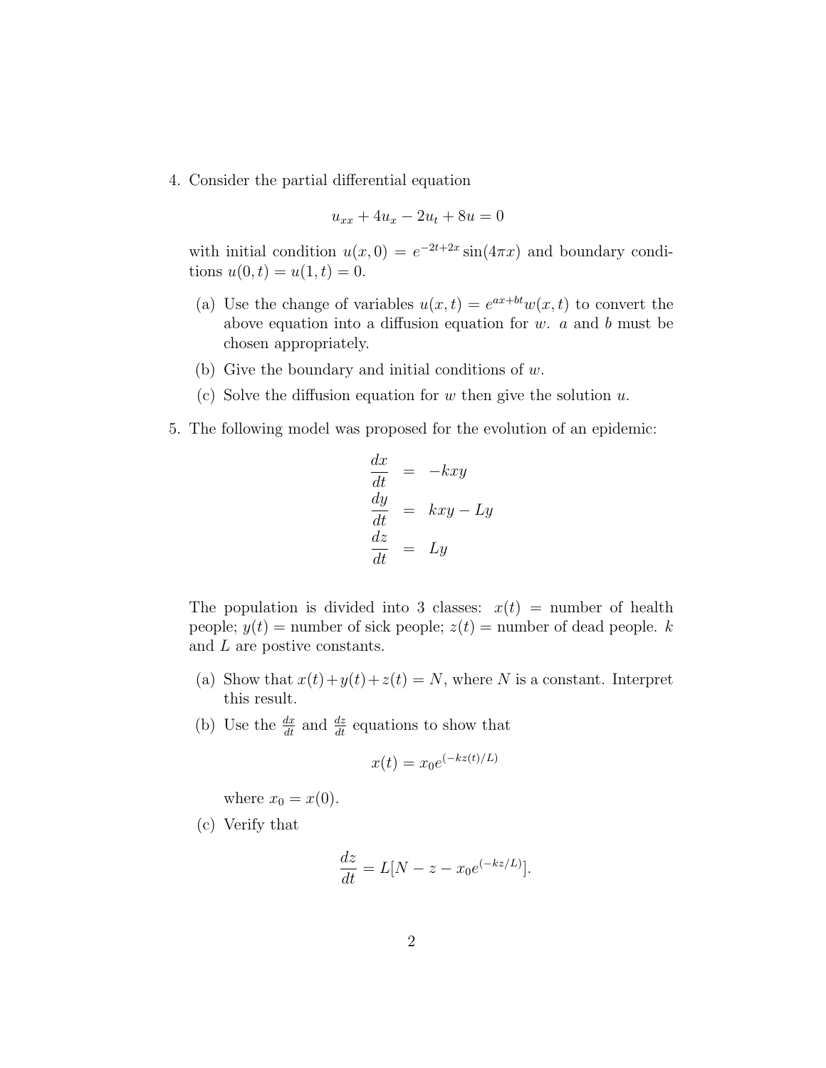4. Consider the partial differential equation

$$u_{xx} + 4u_x - 2u_t + 8u = 0$$

with initial condition $u(x, 0) = e^{-2t+2x} \sin(4\pi x)$ and boundary conditions $u(0, t) = u(1, t) = 0$.

   (a) Use the change of variables $u(x, t) = e^{ax+bt}w(x, t)$ to convert the above equation into a diffusion equation for $w$. $a$ and $b$ must be chosen appropriately.

   (b) Give the boundary and initial conditions of $w$.

   (c) Solve the diffusion equation for $w$ then give the solution $u$.

5. The following model was proposed for the evolution of an epidemic:

$$\begin{aligned}
\frac{dx}{dt} &= -kxy \\
\frac{dy}{dt} &= kxy - Ly \\
\frac{dz}{dt} &= Ly
\end{aligned}$$

The population is divided into 3 classes: $x(t)$ = number of health people; $y(t)$ = number of sick people; $z(t)$ = number of dead people. $k$ and $L$ are postive constants.

   (a) Show that $x(t)+y(t)+z(t) = N$, where $N$ is a constant. Interpret this result.

   (b) Use the $\frac{dx}{dt}$ and $\frac{dz}{dt}$ equations to show that

$$x(t) = x_0 e^{(-kz(t)/L)}$$

   where $x_0 = x(0)$.

   (c) Verify that

$$\frac{dz}{dt} = L[N - z - x_0 e^{(-kz/L)}].$$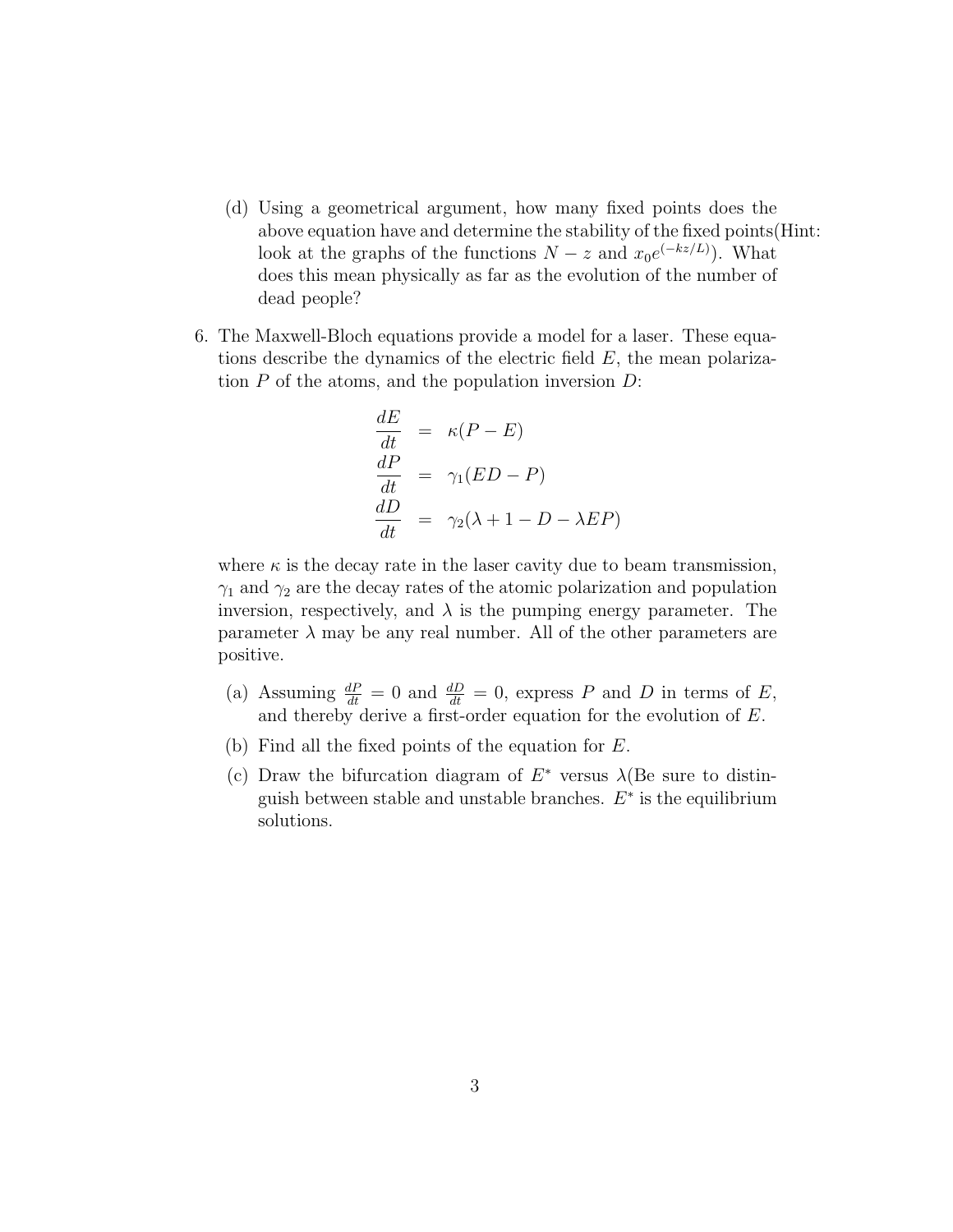(d) Using a geometrical argument, how many fixed points does the above equation have and determine the stability of the fixed points(Hint: look at the graphs of the functions $N - z$ and $x_0 e^{(-kz/L)}$). What does this mean physically as far as the evolution of the number of dead people?

6. The Maxwell-Bloch equations provide a model for a laser. These equations describe the dynamics of the electric field $E$, the mean polarization $P$ of the atoms, and the population inversion $D$:

$$
\begin{aligned}
\frac{dE}{dt} &= \kappa(P - E) \\
\frac{dP}{dt} &= \gamma_1(ED - P) \\
\frac{dD}{dt} &= \gamma_2(\lambda + 1 - D - \lambda EP)
\end{aligned}
$$

where $\kappa$ is the decay rate in the laser cavity due to beam transmission, $\gamma_1$ and $\gamma_2$ are the decay rates of the atomic polarization and population inversion, respectively, and $\lambda$ is the pumping energy parameter. The parameter $\lambda$ may be any real number. All of the other parameters are positive.

   (a) Assuming $\frac{dP}{dt} = 0$ and $\frac{dD}{dt} = 0$, express $P$ and $D$ in terms of $E$, and thereby derive a first-order equation for the evolution of $E$.

   (b) Find all the fixed points of the equation for $E$.

   (c) Draw the bifurcation diagram of $E^*$ versus $\lambda$(Be sure to distinguish between stable and unstable branches. $E^*$ is the equilibrium solutions.